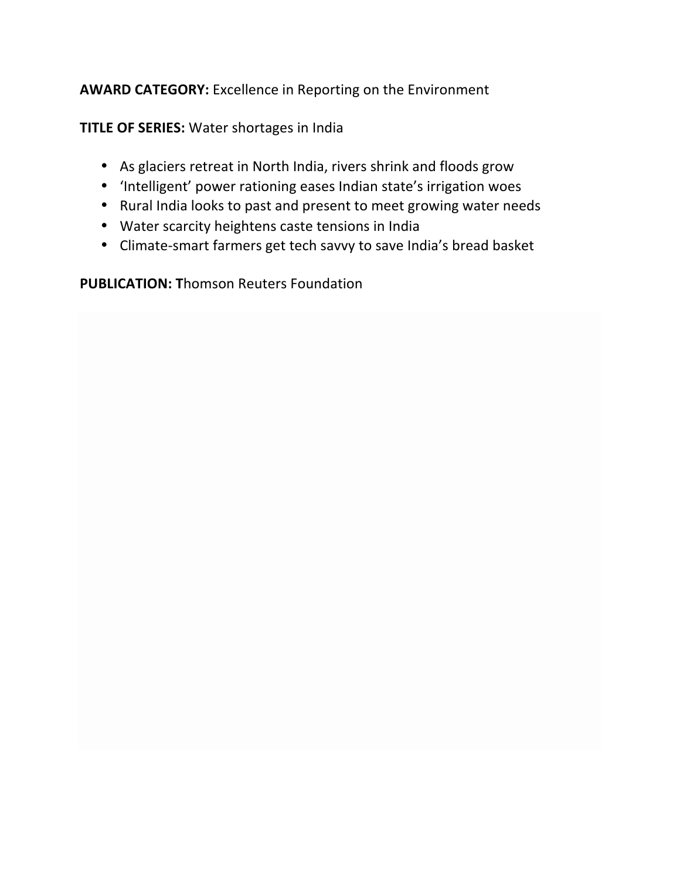**AWARD CATEGORY:** Excellence in Reporting on the Environment

**TITLE OF SERIES:** Water shortages in India

- As glaciers retreat in North India, rivers shrink and floods grow
- 'Intelligent' power rationing eases Indian state's irrigation woes
- Rural India looks to past and present to meet growing water needs
- Water scarcity heightens caste tensions in India
- Climate-smart farmers get tech savvy to save India's bread basket

**PUBLICATION: T**homson Reuters Foundation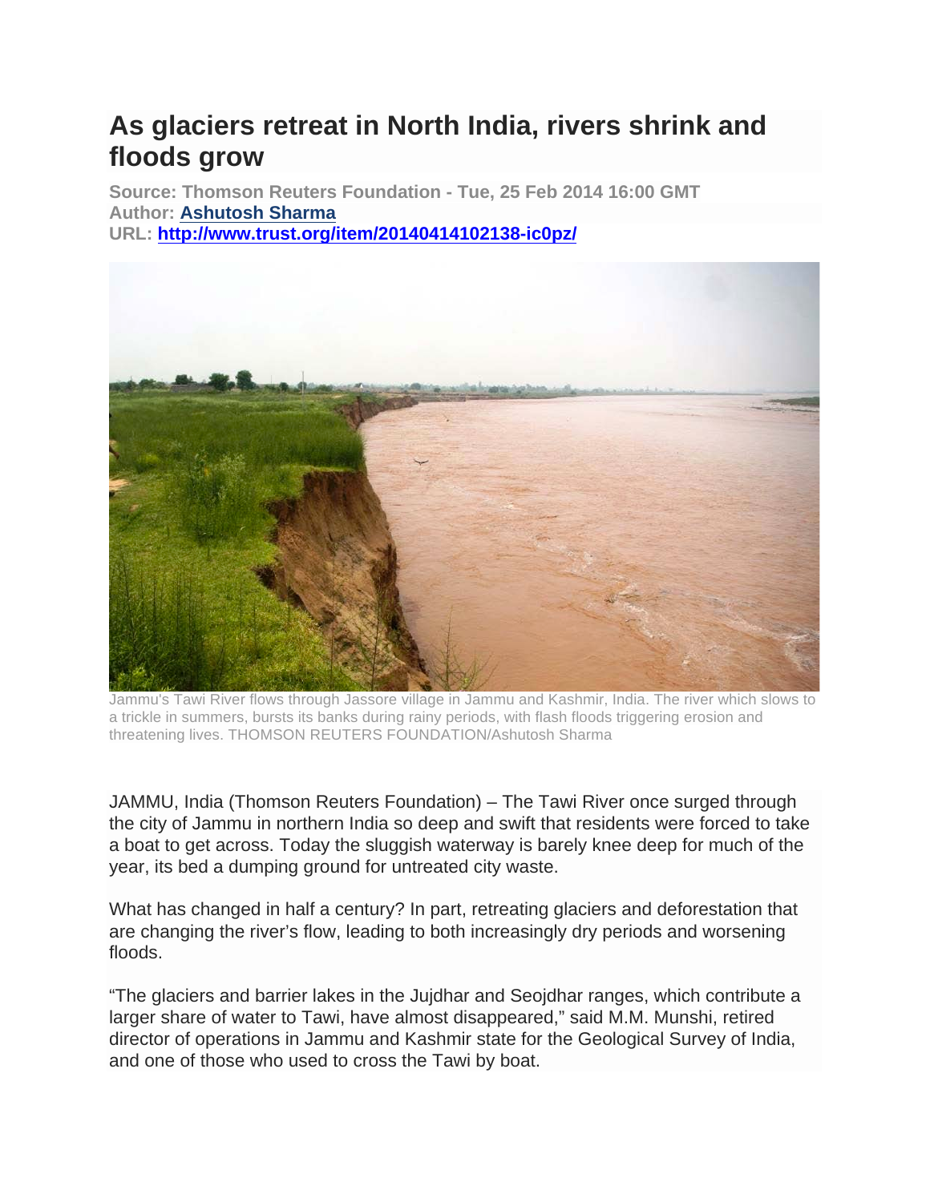# As glaciers retreat in North India, rivers shrink and floods grow

**Source: Thomson Reuters Foundation - Tue, 25 Feb 2014 16:00 GMT**
**Author: [Ashutosh Sharma](Ashutosh Sharma)**
**URL: http://www.trust.org/item/20140414102138-ic0pz/**

Jammu's Tawi River flows through Jassore village in Jammu and Kashmir, India. The river which slows to a trickle in summers, bursts its banks during rainy periods, with flash floods triggering erosion and threatening lives. THOMSON REUTERS FOUNDATION/Ashutosh Sharma

JAMMU, India (Thomson Reuters Foundation) – The Tawi River once surged through the city of Jammu in northern India so deep and swift that residents were forced to take a boat to get across. Today the sluggish waterway is barely knee deep for much of the year, its bed a dumping ground for untreated city waste.

What has changed in half a century? In part, retreating glaciers and deforestation that are changing the river's flow, leading to both increasingly dry periods and worsening floods.

"The glaciers and barrier lakes in the Jujdhar and Seojdhar ranges, which contribute a larger share of water to Tawi, have almost disappeared," said M.M. Munshi, retired director of operations in Jammu and Kashmir state for the Geological Survey of India, and one of those who used to cross the Tawi by boat.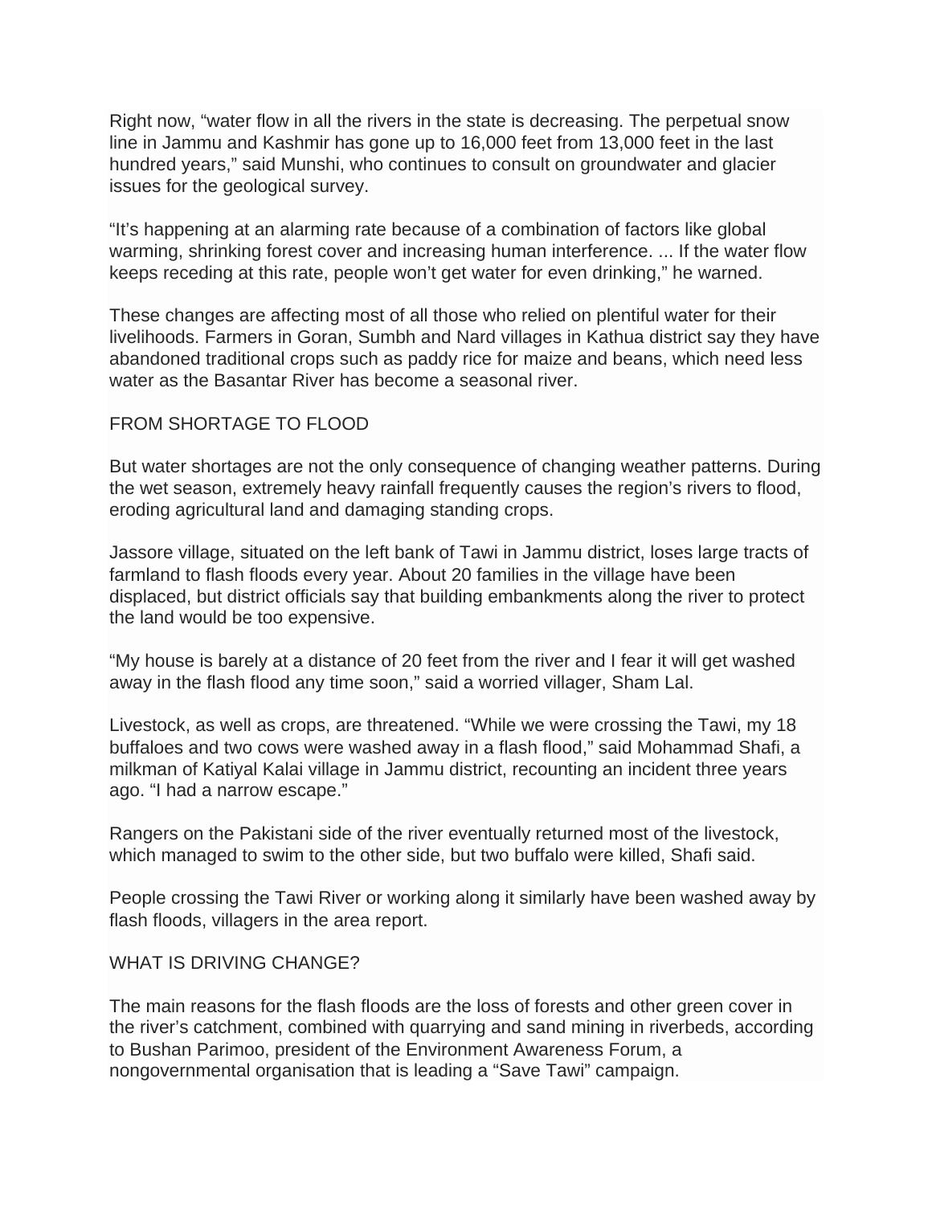Right now, “water flow in all the rivers in the state is decreasing. The perpetual snow line in Jammu and Kashmir has gone up to 16,000 feet from 13,000 feet in the last hundred years,” said Munshi, who continues to consult on groundwater and glacier issues for the geological survey.

“It’s happening at an alarming rate because of a combination of factors like global warming, shrinking forest cover and increasing human interference. ... If the water flow keeps receding at this rate, people won’t get water for even drinking,” he warned.

These changes are affecting most of all those who relied on plentiful water for their livelihoods. Farmers in Goran, Sumbh and Nard villages in Kathua district say they have abandoned traditional crops such as paddy rice for maize and beans, which need less water as the Basantar River has become a seasonal river.

## FROM SHORTAGE TO FLOOD

But water shortages are not the only consequence of changing weather patterns. During the wet season, extremely heavy rainfall frequently causes the region’s rivers to flood, eroding agricultural land and damaging standing crops.

Jassore village, situated on the left bank of Tawi in Jammu district, loses large tracts of farmland to flash floods every year. About 20 families in the village have been displaced, but district officials say that building embankments along the river to protect the land would be too expensive.

“My house is barely at a distance of 20 feet from the river and I fear it will get washed away in the flash flood any time soon,” said a worried villager, Sham Lal.

Livestock, as well as crops, are threatened. “While we were crossing the Tawi, my 18 buffaloes and two cows were washed away in a flash flood,” said Mohammad Shafi, a milkman of Katiyal Kalai village in Jammu district, recounting an incident three years ago. “I had a narrow escape.”

Rangers on the Pakistani side of the river eventually returned most of the livestock, which managed to swim to the other side, but two buffalo were killed, Shafi said.

People crossing the Tawi River or working along it similarly have been washed away by flash floods, villagers in the area report.

## WHAT IS DRIVING CHANGE?

The main reasons for the flash floods are the loss of forests and other green cover in the river’s catchment, combined with quarrying and sand mining in riverbeds, according to Bushan Parimoo, president of the Environment Awareness Forum, a nongovernmental organisation that is leading a “Save Tawi” campaign.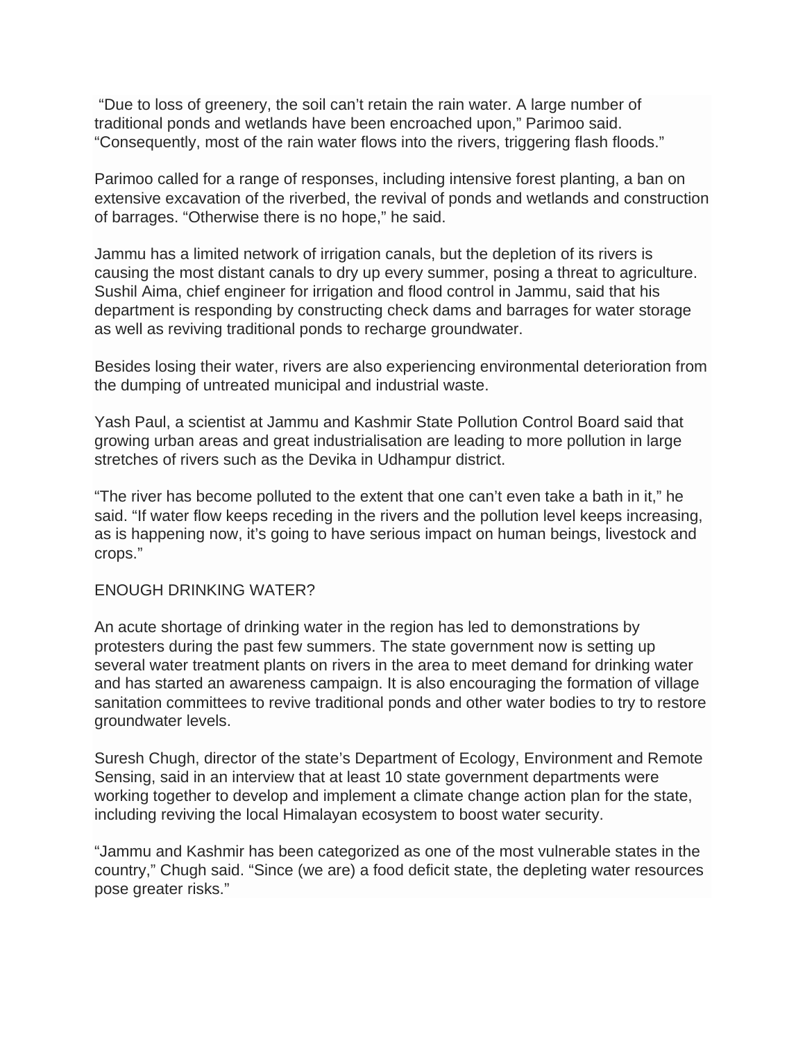"Due to loss of greenery, the soil can't retain the rain water. A large number of traditional ponds and wetlands have been encroached upon," Parimoo said. "Consequently, most of the rain water flows into the rivers, triggering flash floods."

Parimoo called for a range of responses, including intensive forest planting, a ban on extensive excavation of the riverbed, the revival of ponds and wetlands and construction of barrages. "Otherwise there is no hope," he said.

Jammu has a limited network of irrigation canals, but the depletion of its rivers is causing the most distant canals to dry up every summer, posing a threat to agriculture. Sushil Aima, chief engineer for irrigation and flood control in Jammu, said that his department is responding by constructing check dams and barrages for water storage as well as reviving traditional ponds to recharge groundwater.

Besides losing their water, rivers are also experiencing environmental deterioration from the dumping of untreated municipal and industrial waste.

Yash Paul, a scientist at Jammu and Kashmir State Pollution Control Board said that growing urban areas and great industrialisation are leading to more pollution in large stretches of rivers such as the Devika in Udhampur district.

"The river has become polluted to the extent that one can't even take a bath in it," he said. "If water flow keeps receding in the rivers and the pollution level keeps increasing, as is happening now, it's going to have serious impact on human beings, livestock and crops."

## ENOUGH DRINKING WATER?

An acute shortage of drinking water in the region has led to demonstrations by protesters during the past few summers. The state government now is setting up several water treatment plants on rivers in the area to meet demand for drinking water and has started an awareness campaign. It is also encouraging the formation of village sanitation committees to revive traditional ponds and other water bodies to try to restore groundwater levels.

Suresh Chugh, director of the state's Department of Ecology, Environment and Remote Sensing, said in an interview that at least 10 state government departments were working together to develop and implement a climate change action plan for the state, including reviving the local Himalayan ecosystem to boost water security.

"Jammu and Kashmir has been categorized as one of the most vulnerable states in the country," Chugh said. "Since (we are) a food deficit state, the depleting water resources pose greater risks."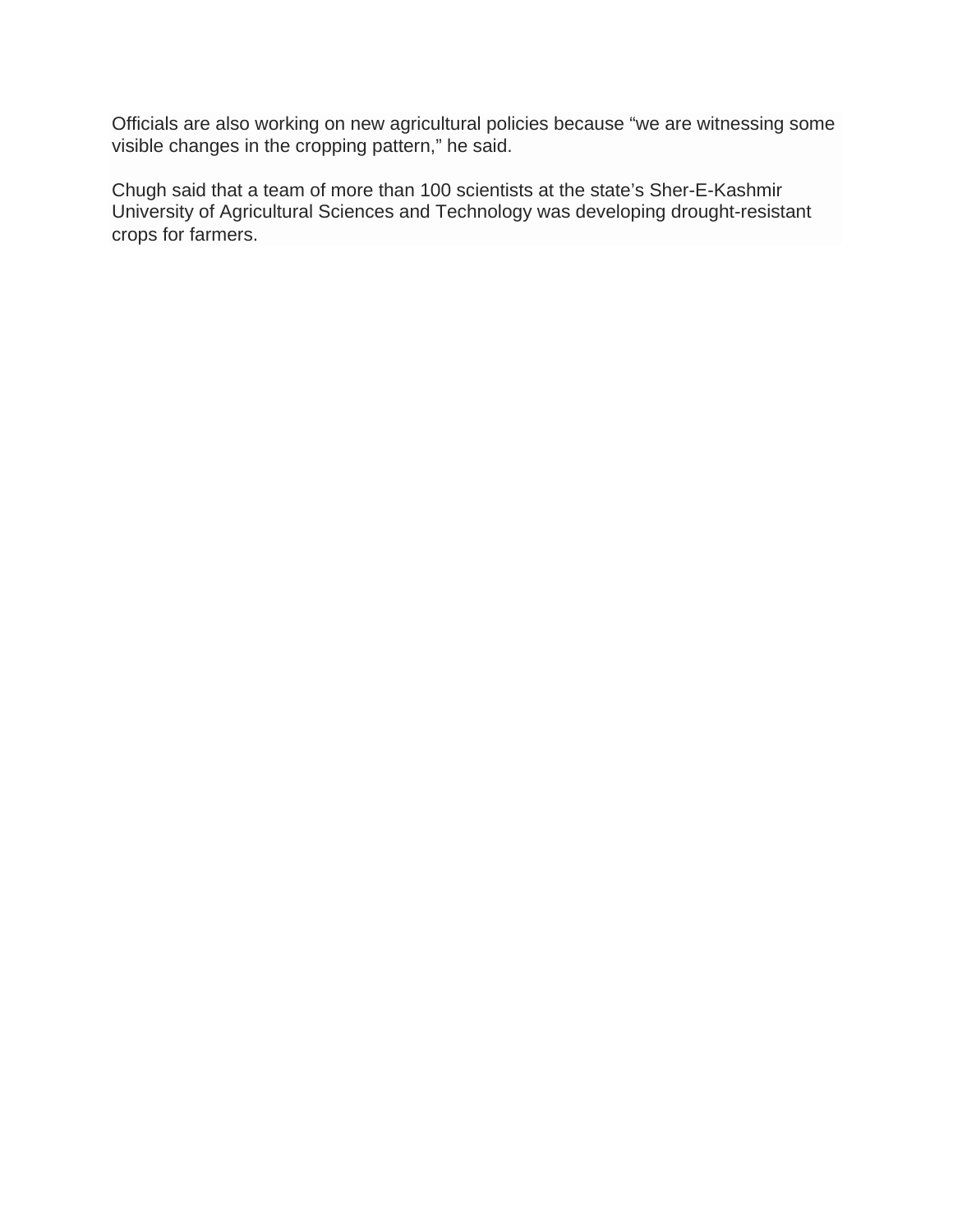Officials are also working on new agricultural policies because “we are witnessing some visible changes in the cropping pattern,” he said.

Chugh said that a team of more than 100 scientists at the state’s Sher-E-Kashmir University of Agricultural Sciences and Technology was developing drought-resistant crops for farmers.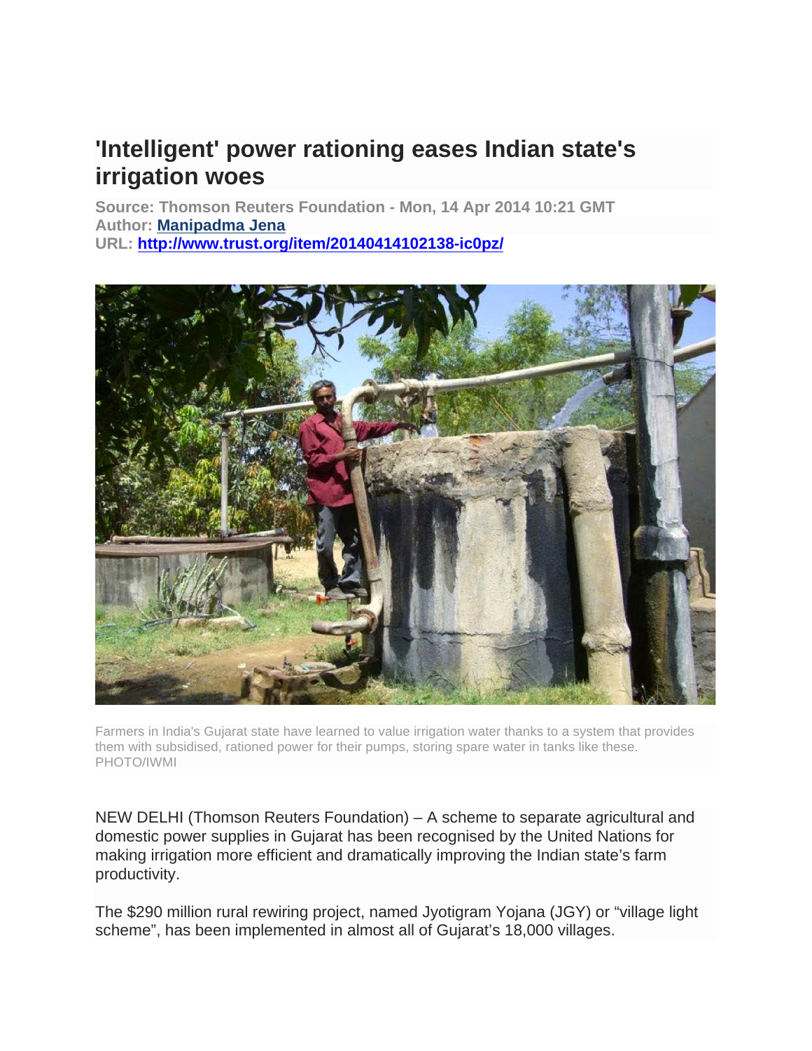# 'Intelligent' power rationing eases Indian state's irrigation woes

**Source: Thomson Reuters Foundation - Mon, 14 Apr 2014 10:21 GMT**
**Author: Manipadma Jena**
**URL: http://www.trust.org/item/20140414102138-ic0pz/**

Farmers in India's Gujarat state have learned to value irrigation water thanks to a system that provides them with subsidised, rationed power for their pumps, storing spare water in tanks like these. PHOTO/IWMI

NEW DELHI (Thomson Reuters Foundation) – A scheme to separate agricultural and domestic power supplies in Gujarat has been recognised by the United Nations for making irrigation more efficient and dramatically improving the Indian state's farm productivity.

The $290 million rural rewiring project, named Jyotigram Yojana (JGY) or "village light scheme", has been implemented in almost all of Gujarat's 18,000 villages.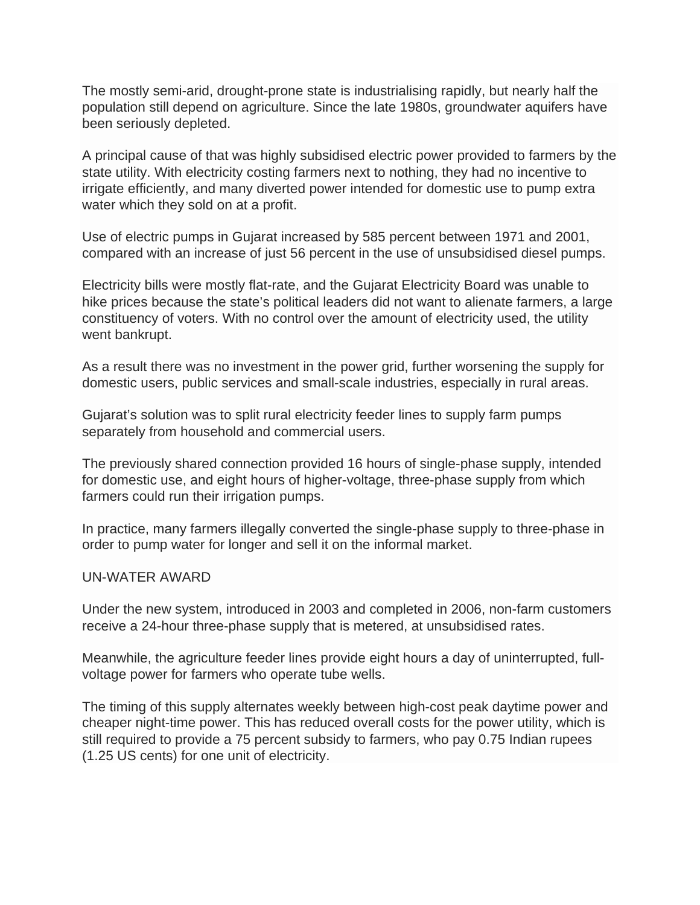The mostly semi-arid, drought-prone state is industrialising rapidly, but nearly half the population still depend on agriculture. Since the late 1980s, groundwater aquifers have been seriously depleted.

A principal cause of that was highly subsidised electric power provided to farmers by the state utility. With electricity costing farmers next to nothing, they had no incentive to irrigate efficiently, and many diverted power intended for domestic use to pump extra water which they sold on at a profit.

Use of electric pumps in Gujarat increased by 585 percent between 1971 and 2001, compared with an increase of just 56 percent in the use of unsubsidised diesel pumps.

Electricity bills were mostly flat-rate, and the Gujarat Electricity Board was unable to hike prices because the state's political leaders did not want to alienate farmers, a large constituency of voters. With no control over the amount of electricity used, the utility went bankrupt.

As a result there was no investment in the power grid, further worsening the supply for domestic users, public services and small-scale industries, especially in rural areas.

Gujarat's solution was to split rural electricity feeder lines to supply farm pumps separately from household and commercial users.

The previously shared connection provided 16 hours of single-phase supply, intended for domestic use, and eight hours of higher-voltage, three-phase supply from which farmers could run their irrigation pumps.

In practice, many farmers illegally converted the single-phase supply to three-phase in order to pump water for longer and sell it on the informal market.

## UN-WATER AWARD

Under the new system, introduced in 2003 and completed in 2006, non-farm customers receive a 24-hour three-phase supply that is metered, at unsubsidised rates.

Meanwhile, the agriculture feeder lines provide eight hours a day of uninterrupted, full-voltage power for farmers who operate tube wells.

The timing of this supply alternates weekly between high-cost peak daytime power and cheaper night-time power. This has reduced overall costs for the power utility, which is still required to provide a 75 percent subsidy to farmers, who pay 0.75 Indian rupees (1.25 US cents) for one unit of electricity.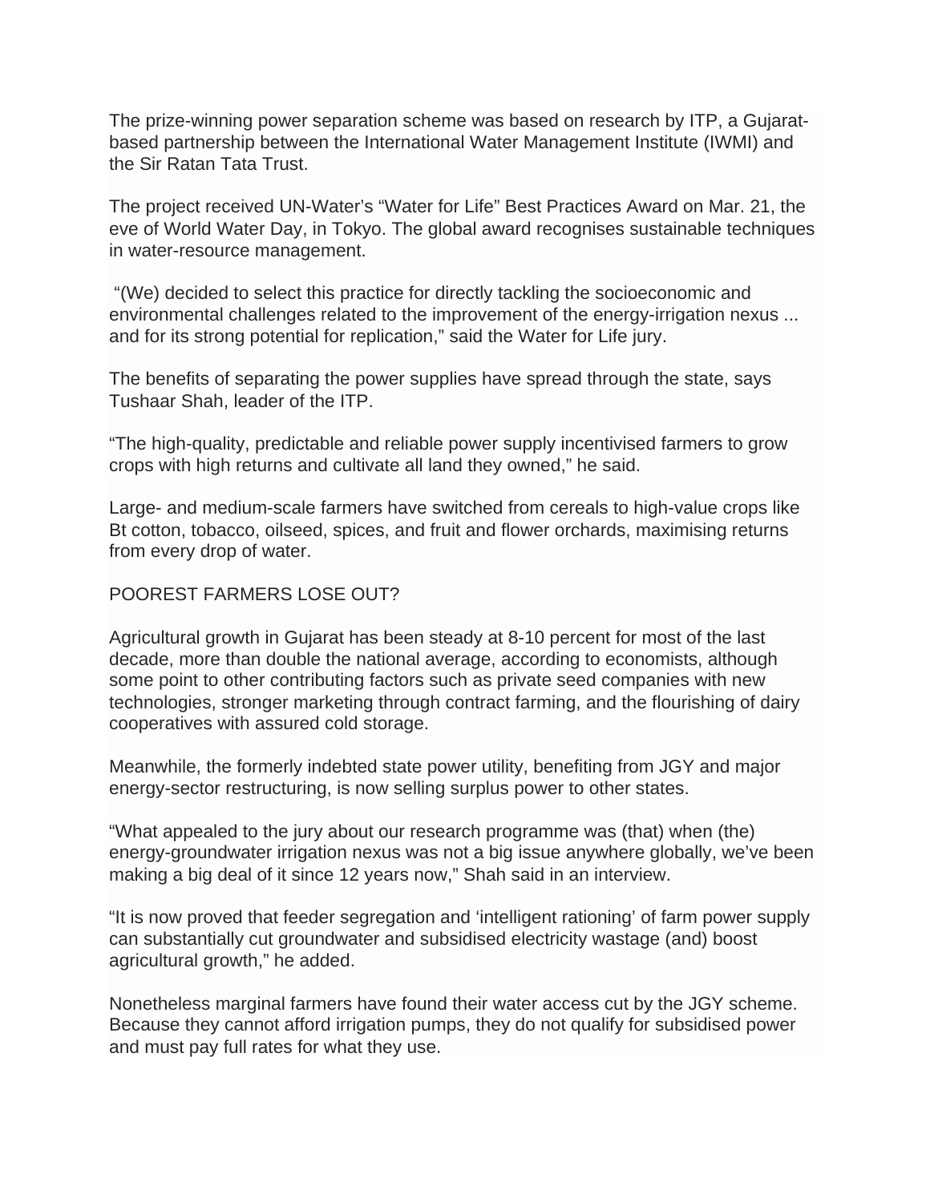The prize-winning power separation scheme was based on research by ITP, a Gujarat-based partnership between the International Water Management Institute (IWMI) and the Sir Ratan Tata Trust.

The project received UN-Water's "Water for Life" Best Practices Award on Mar. 21, the eve of World Water Day, in Tokyo. The global award recognises sustainable techniques in water-resource management.

"(We) decided to select this practice for directly tackling the socioeconomic and environmental challenges related to the improvement of the energy-irrigation nexus ... and for its strong potential for replication," said the Water for Life jury.

The benefits of separating the power supplies have spread through the state, says Tushaar Shah, leader of the ITP.

"The high-quality, predictable and reliable power supply incentivised farmers to grow crops with high returns and cultivate all land they owned," he said.

Large- and medium-scale farmers have switched from cereals to high-value crops like Bt cotton, tobacco, oilseed, spices, and fruit and flower orchards, maximising returns from every drop of water.

POOREST FARMERS LOSE OUT?

Agricultural growth in Gujarat has been steady at 8-10 percent for most of the last decade, more than double the national average, according to economists, although some point to other contributing factors such as private seed companies with new technologies, stronger marketing through contract farming, and the flourishing of dairy cooperatives with assured cold storage.

Meanwhile, the formerly indebted state power utility, benefiting from JGY and major energy-sector restructuring, is now selling surplus power to other states.

"What appealed to the jury about our research programme was (that) when (the) energy-groundwater irrigation nexus was not a big issue anywhere globally, we've been making a big deal of it since 12 years now," Shah said in an interview.

"It is now proved that feeder segregation and 'intelligent rationing' of farm power supply can substantially cut groundwater and subsidised electricity wastage (and) boost agricultural growth," he added.

Nonetheless marginal farmers have found their water access cut by the JGY scheme. Because they cannot afford irrigation pumps, they do not qualify for subsidised power and must pay full rates for what they use.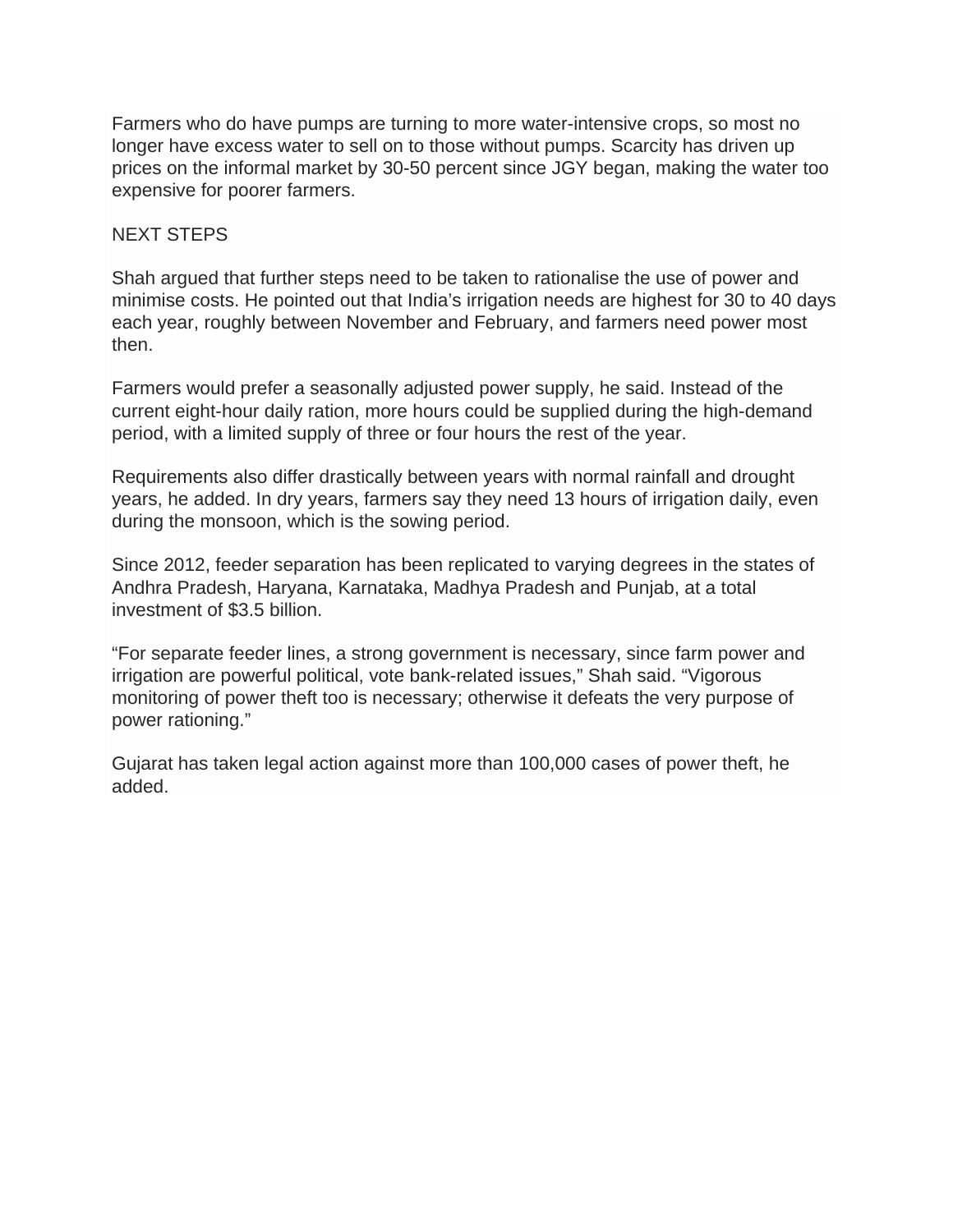Farmers who do have pumps are turning to more water-intensive crops, so most no longer have excess water to sell on to those without pumps. Scarcity has driven up prices on the informal market by 30-50 percent since JGY began, making the water too expensive for poorer farmers.

## NEXT STEPS

Shah argued that further steps need to be taken to rationalise the use of power and minimise costs. He pointed out that India's irrigation needs are highest for 30 to 40 days each year, roughly between November and February, and farmers need power most then.

Farmers would prefer a seasonally adjusted power supply, he said. Instead of the current eight-hour daily ration, more hours could be supplied during the high-demand period, with a limited supply of three or four hours the rest of the year.

Requirements also differ drastically between years with normal rainfall and drought years, he added. In dry years, farmers say they need 13 hours of irrigation daily, even during the monsoon, which is the sowing period.

Since 2012, feeder separation has been replicated to varying degrees in the states of Andhra Pradesh, Haryana, Karnataka, Madhya Pradesh and Punjab, at a total investment of $3.5 billion.

"For separate feeder lines, a strong government is necessary, since farm power and irrigation are powerful political, vote bank-related issues," Shah said. "Vigorous monitoring of power theft too is necessary; otherwise it defeats the very purpose of power rationing."

Gujarat has taken legal action against more than 100,000 cases of power theft, he added.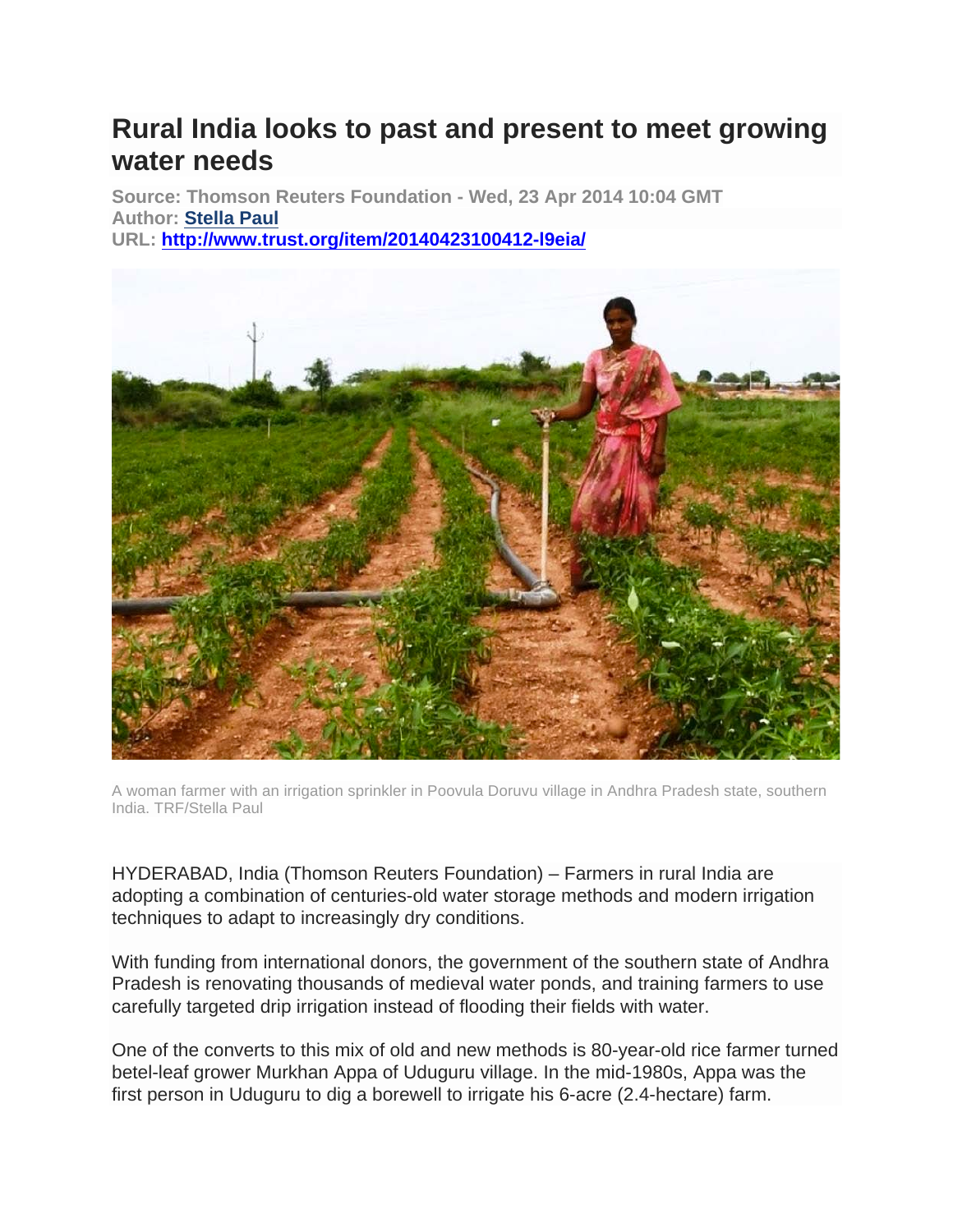# Rural India looks to past and present to meet growing water needs

**Source: Thomson Reuters Foundation - Wed, 23 Apr 2014 10:04 GMT**
**Author: [Stella Paul]**
**URL: [http://www.trust.org/item/20140423100412-l9eia/](http://www.trust.org/item/20140423100412-l9eia/)**

A woman farmer with an irrigation sprinkler in Poovula Doruvu village in Andhra Pradesh state, southern India. TRF/Stella Paul

HYDERABAD, India (Thomson Reuters Foundation) – Farmers in rural India are adopting a combination of centuries-old water storage methods and modern irrigation techniques to adapt to increasingly dry conditions.

With funding from international donors, the government of the southern state of Andhra Pradesh is renovating thousands of medieval water ponds, and training farmers to use carefully targeted drip irrigation instead of flooding their fields with water.

One of the converts to this mix of old and new methods is 80-year-old rice farmer turned betel-leaf grower Murkhan Appa of Uduguru village. In the mid-1980s, Appa was the first person in Uduguru to dig a borewell to irrigate his 6-acre (2.4-hectare) farm.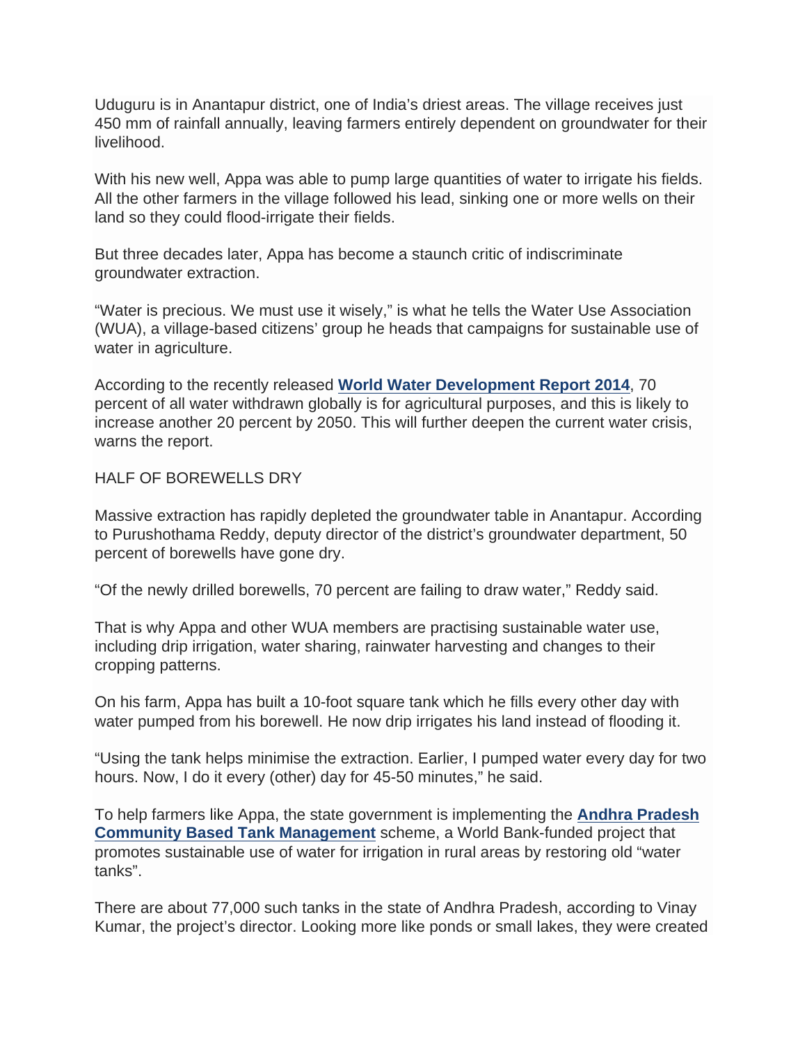Uduguru is in Anantapur district, one of India's driest areas. The village receives just 450 mm of rainfall annually, leaving farmers entirely dependent on groundwater for their livelihood.

With his new well, Appa was able to pump large quantities of water to irrigate his fields. All the other farmers in the village followed his lead, sinking one or more wells on their land so they could flood-irrigate their fields.

But three decades later, Appa has become a staunch critic of indiscriminate groundwater extraction.

"Water is precious. We must use it wisely," is what he tells the Water Use Association (WUA), a village-based citizens' group he heads that campaigns for sustainable use of water in agriculture.

According to the recently released **World Water Development Report 2014**, 70 percent of all water withdrawn globally is for agricultural purposes, and this is likely to increase another 20 percent by 2050. This will further deepen the current water crisis, warns the report.

HALF OF BOREWELLS DRY

Massive extraction has rapidly depleted the groundwater table in Anantapur. According to Purushothama Reddy, deputy director of the district's groundwater department, 50 percent of borewells have gone dry.

"Of the newly drilled borewells, 70 percent are failing to draw water," Reddy said.

That is why Appa and other WUA members are practising sustainable water use, including drip irrigation, water sharing, rainwater harvesting and changes to their cropping patterns.

On his farm, Appa has built a 10-foot square tank which he fills every other day with water pumped from his borewell. He now drip irrigates his land instead of flooding it.

"Using the tank helps minimise the extraction. Earlier, I pumped water every day for two hours. Now, I do it every (other) day for 45-50 minutes," he said.

To help farmers like Appa, the state government is implementing the **Andhra Pradesh Community Based Tank Management** scheme, a World Bank-funded project that promotes sustainable use of water for irrigation in rural areas by restoring old "water tanks".

There are about 77,000 such tanks in the state of Andhra Pradesh, according to Vinay Kumar, the project's director. Looking more like ponds or small lakes, they were created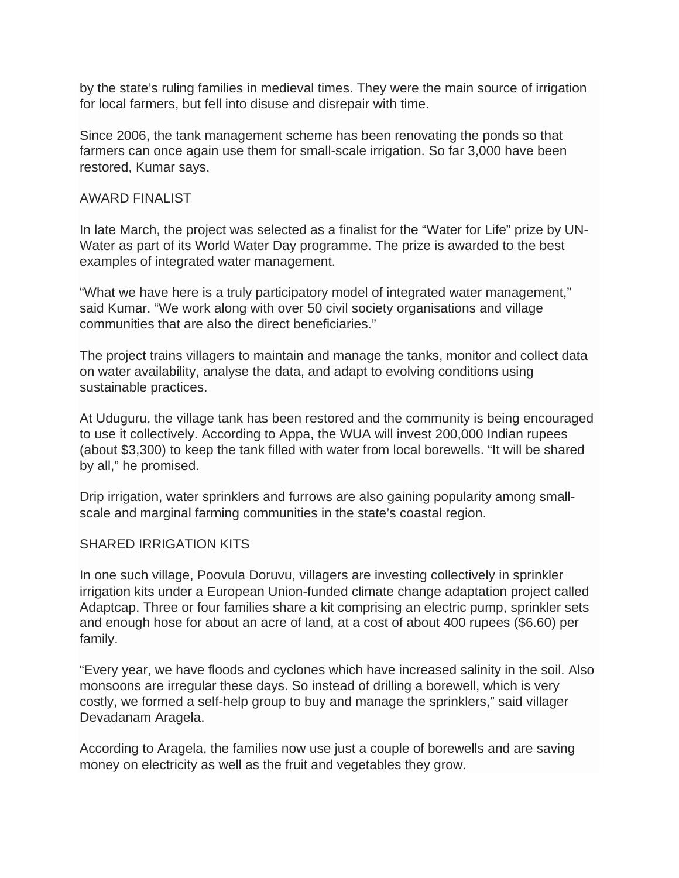by the state's ruling families in medieval times. They were the main source of irrigation for local farmers, but fell into disuse and disrepair with time.

Since 2006, the tank management scheme has been renovating the ponds so that farmers can once again use them for small-scale irrigation. So far 3,000 have been restored, Kumar says.

## AWARD FINALIST

In late March, the project was selected as a finalist for the "Water for Life" prize by UN-Water as part of its World Water Day programme. The prize is awarded to the best examples of integrated water management.

"What we have here is a truly participatory model of integrated water management," said Kumar. "We work along with over 50 civil society organisations and village communities that are also the direct beneficiaries."

The project trains villagers to maintain and manage the tanks, monitor and collect data on water availability, analyse the data, and adapt to evolving conditions using sustainable practices.

At Uduguru, the village tank has been restored and the community is being encouraged to use it collectively. According to Appa, the WUA will invest 200,000 Indian rupees (about $3,300) to keep the tank filled with water from local borewells. "It will be shared by all," he promised.

Drip irrigation, water sprinklers and furrows are also gaining popularity among small-scale and marginal farming communities in the state's coastal region.

## SHARED IRRIGATION KITS

In one such village, Poovula Doruvu, villagers are investing collectively in sprinkler irrigation kits under a European Union-funded climate change adaptation project called Adaptcap. Three or four families share a kit comprising an electric pump, sprinkler sets and enough hose for about an acre of land, at a cost of about 400 rupees ($6.60) per family.

"Every year, we have floods and cyclones which have increased salinity in the soil. Also monsoons are irregular these days. So instead of drilling a borewell, which is very costly, we formed a self-help group to buy and manage the sprinklers," said villager Devadanam Aragela.

According to Aragela, the families now use just a couple of borewells and are saving money on electricity as well as the fruit and vegetables they grow.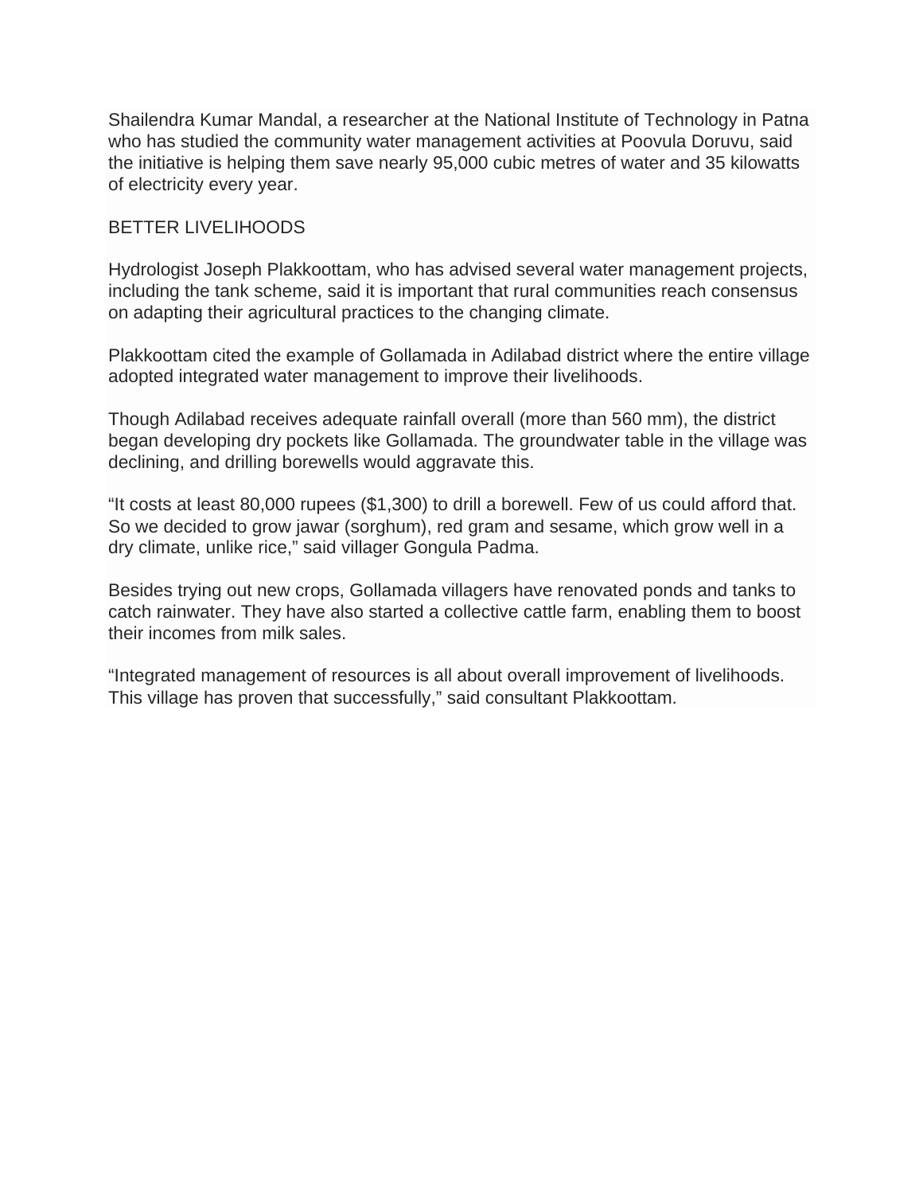Shailendra Kumar Mandal, a researcher at the National Institute of Technology in Patna who has studied the community water management activities at Poovula Doruvu, said the initiative is helping them save nearly 95,000 cubic metres of water and 35 kilowatts of electricity every year.

## BETTER LIVELIHOODS

Hydrologist Joseph Plakkoottam, who has advised several water management projects, including the tank scheme, said it is important that rural communities reach consensus on adapting their agricultural practices to the changing climate.

Plakkoottam cited the example of Gollamada in Adilabad district where the entire village adopted integrated water management to improve their livelihoods.

Though Adilabad receives adequate rainfall overall (more than 560 mm), the district began developing dry pockets like Gollamada. The groundwater table in the village was declining, and drilling borewells would aggravate this.

“It costs at least 80,000 rupees ($1,300) to drill a borewell. Few of us could afford that. So we decided to grow jawar (sorghum), red gram and sesame, which grow well in a dry climate, unlike rice,” said villager Gongula Padma.

Besides trying out new crops, Gollamada villagers have renovated ponds and tanks to catch rainwater. They have also started a collective cattle farm, enabling them to boost their incomes from milk sales.

“Integrated management of resources is all about overall improvement of livelihoods. This village has proven that successfully,” said consultant Plakkoottam.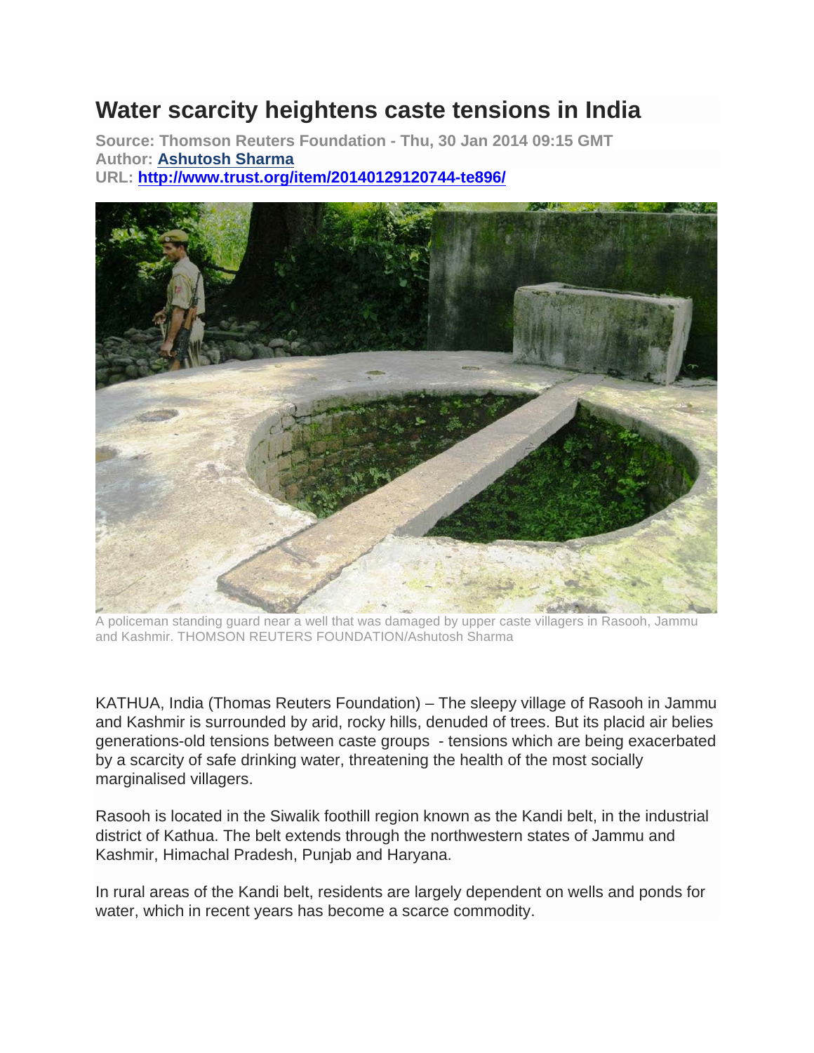# Water scarcity heightens caste tensions in India

**Source: Thomson Reuters Foundation - Thu, 30 Jan 2014 09:15 GMT**
**Author: [Ashutosh Sharma]**
**URL: http://www.trust.org/item/20140129120744-te896/**

A policeman standing guard near a well that was damaged by upper caste villagers in Rasooh, Jammu and Kashmir. THOMSON REUTERS FOUNDATION/Ashutosh Sharma

KATHUA, India (Thomas Reuters Foundation) – The sleepy village of Rasooh in Jammu and Kashmir is surrounded by arid, rocky hills, denuded of trees. But its placid air belies generations-old tensions between caste groups - tensions which are being exacerbated by a scarcity of safe drinking water, threatening the health of the most socially marginalised villagers.

Rasooh is located in the Siwalik foothill region known as the Kandi belt, in the industrial district of Kathua. The belt extends through the northwestern states of Jammu and Kashmir, Himachal Pradesh, Punjab and Haryana.

In rural areas of the Kandi belt, residents are largely dependent on wells and ponds for water, which in recent years has become a scarce commodity.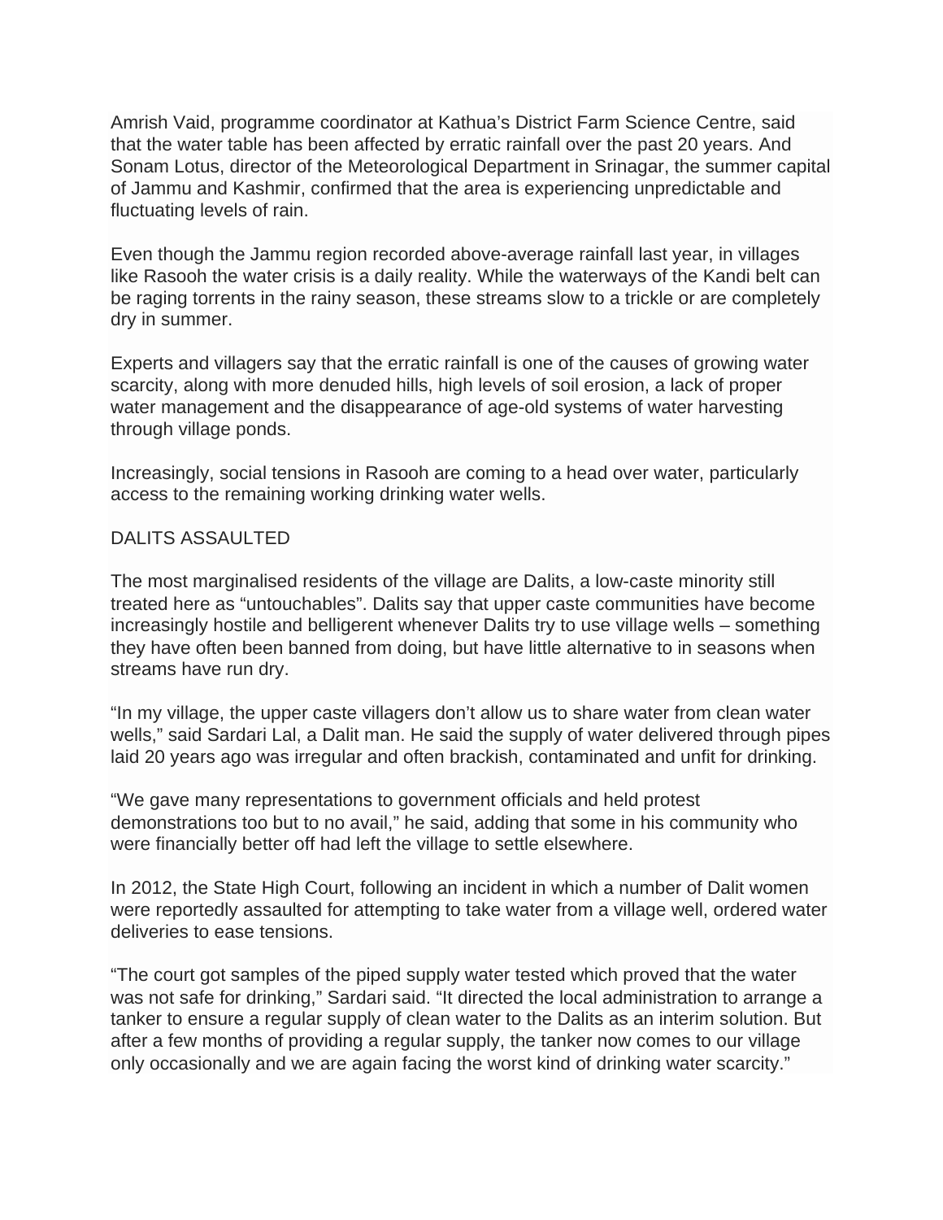Amrish Vaid, programme coordinator at Kathua's District Farm Science Centre, said that the water table has been affected by erratic rainfall over the past 20 years. And Sonam Lotus, director of the Meteorological Department in Srinagar, the summer capital of Jammu and Kashmir, confirmed that the area is experiencing unpredictable and fluctuating levels of rain.

Even though the Jammu region recorded above-average rainfall last year, in villages like Rasooh the water crisis is a daily reality. While the waterways of the Kandi belt can be raging torrents in the rainy season, these streams slow to a trickle or are completely dry in summer.

Experts and villagers say that the erratic rainfall is one of the causes of growing water scarcity, along with more denuded hills, high levels of soil erosion, a lack of proper water management and the disappearance of age-old systems of water harvesting through village ponds.

Increasingly, social tensions in Rasooh are coming to a head over water, particularly access to the remaining working drinking water wells.

## DALITS ASSAULTED

The most marginalised residents of the village are Dalits, a low-caste minority still treated here as "untouchables". Dalits say that upper caste communities have become increasingly hostile and belligerent whenever Dalits try to use village wells – something they have often been banned from doing, but have little alternative to in seasons when streams have run dry.

"In my village, the upper caste villagers don't allow us to share water from clean water wells," said Sardari Lal, a Dalit man. He said the supply of water delivered through pipes laid 20 years ago was irregular and often brackish, contaminated and unfit for drinking.

"We gave many representations to government officials and held protest demonstrations too but to no avail," he said, adding that some in his community who were financially better off had left the village to settle elsewhere.

In 2012, the State High Court, following an incident in which a number of Dalit women were reportedly assaulted for attempting to take water from a village well, ordered water deliveries to ease tensions.

"The court got samples of the piped supply water tested which proved that the water was not safe for drinking," Sardari said. "It directed the local administration to arrange a tanker to ensure a regular supply of clean water to the Dalits as an interim solution. But after a few months of providing a regular supply, the tanker now comes to our village only occasionally and we are again facing the worst kind of drinking water scarcity."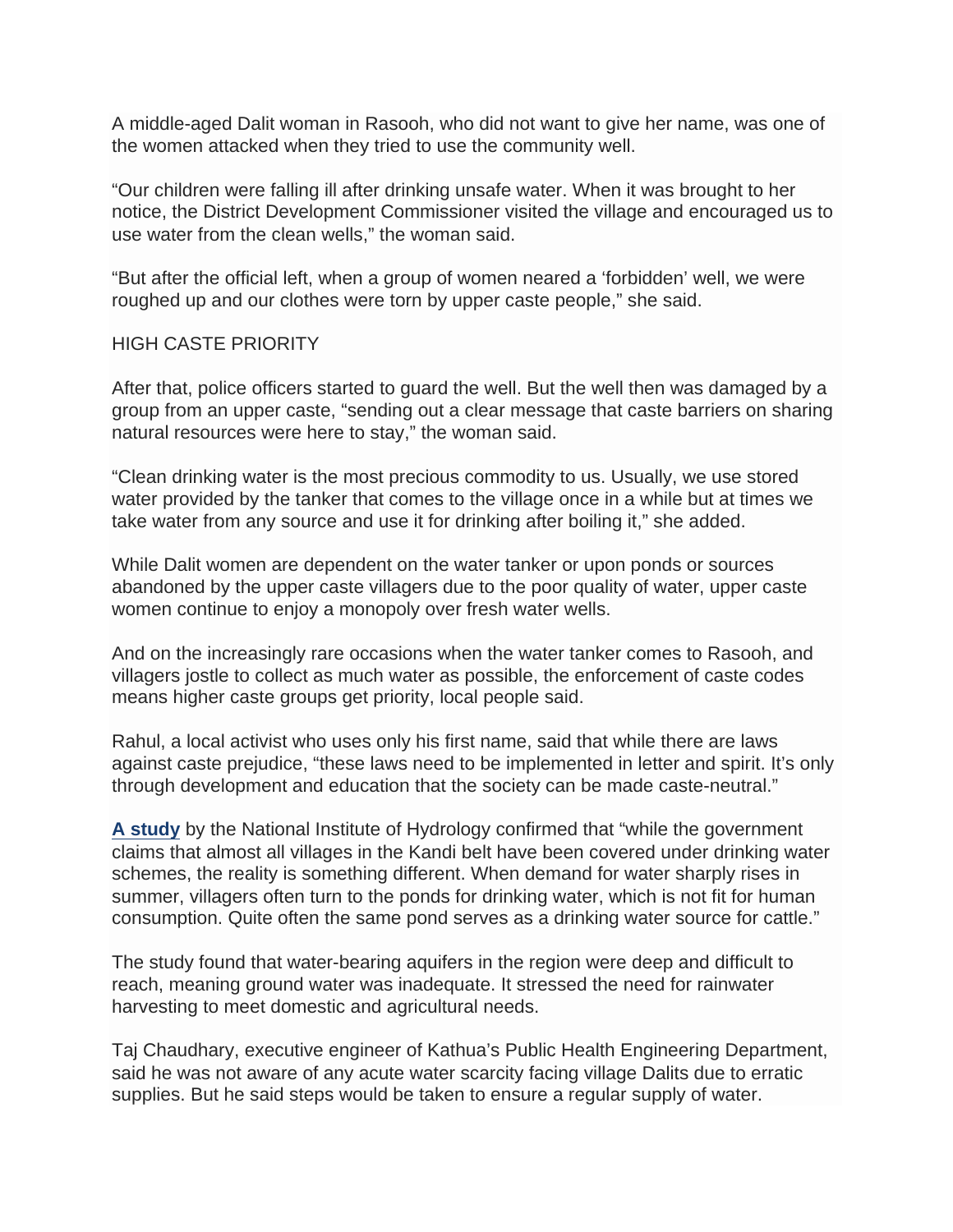A middle-aged Dalit woman in Rasooh, who did not want to give her name, was one of the women attacked when they tried to use the community well.

“Our children were falling ill after drinking unsafe water. When it was brought to her notice, the District Development Commissioner visited the village and encouraged us to use water from the clean wells,” the woman said.

“But after the official left, when a group of women neared a ‘forbidden’ well, we were roughed up and our clothes were torn by upper caste people,” she said.

HIGH CASTE PRIORITY

After that, police officers started to guard the well. But the well then was damaged by a group from an upper caste, “sending out a clear message that caste barriers on sharing natural resources were here to stay,” the woman said.

“Clean drinking water is the most precious commodity to us. Usually, we use stored water provided by the tanker that comes to the village once in a while but at times we take water from any source and use it for drinking after boiling it,” she added.

While Dalit women are dependent on the water tanker or upon ponds or sources abandoned by the upper caste villagers due to the poor quality of water, upper caste women continue to enjoy a monopoly over fresh water wells.

And on the increasingly rare occasions when the water tanker comes to Rasooh, and villagers jostle to collect as much water as possible, the enforcement of caste codes means higher caste groups get priority, local people said.

Rahul, a local activist who uses only his first name, said that while there are laws against caste prejudice, “these laws need to be implemented in letter and spirit. It’s only through development and education that the society can be made caste-neutral.”

**A study** by the National Institute of Hydrology confirmed that “while the government claims that almost all villages in the Kandi belt have been covered under drinking water schemes, the reality is something different. When demand for water sharply rises in summer, villagers often turn to the ponds for drinking water, which is not fit for human consumption. Quite often the same pond serves as a drinking water source for cattle.”

The study found that water-bearing aquifers in the region were deep and difficult to reach, meaning ground water was inadequate. It stressed the need for rainwater harvesting to meet domestic and agricultural needs.

Taj Chaudhary, executive engineer of Kathua’s Public Health Engineering Department, said he was not aware of any acute water scarcity facing village Dalits due to erratic supplies. But he said steps would be taken to ensure a regular supply of water.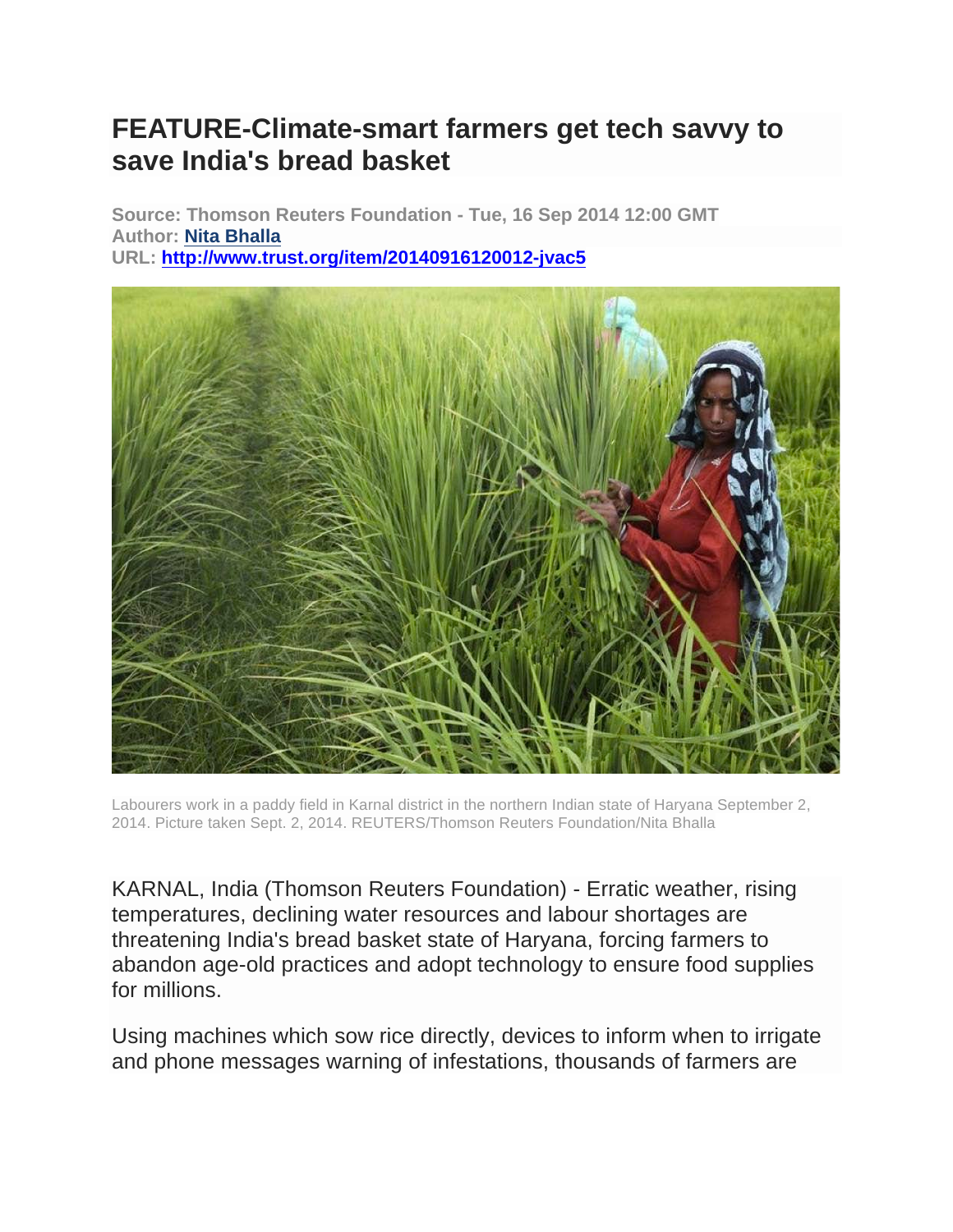# FEATURE-Climate-smart farmers get tech savvy to save India's bread basket

**Source: Thomson Reuters Foundation - Tue, 16 Sep 2014 12:00 GMT**
**Author: Nita Bhalla**
**URL: http://www.trust.org/item/20140916120012-jvac5**

Labourers work in a paddy field in Karnal district in the northern Indian state of Haryana September 2, 2014. Picture taken Sept. 2, 2014. REUTERS/Thomson Reuters Foundation/Nita Bhalla

KARNAL, India (Thomson Reuters Foundation) - Erratic weather, rising temperatures, declining water resources and labour shortages are threatening India's bread basket state of Haryana, forcing farmers to abandon age-old practices and adopt technology to ensure food supplies for millions.

Using machines which sow rice directly, devices to inform when to irrigate and phone messages warning of infestations, thousands of farmers are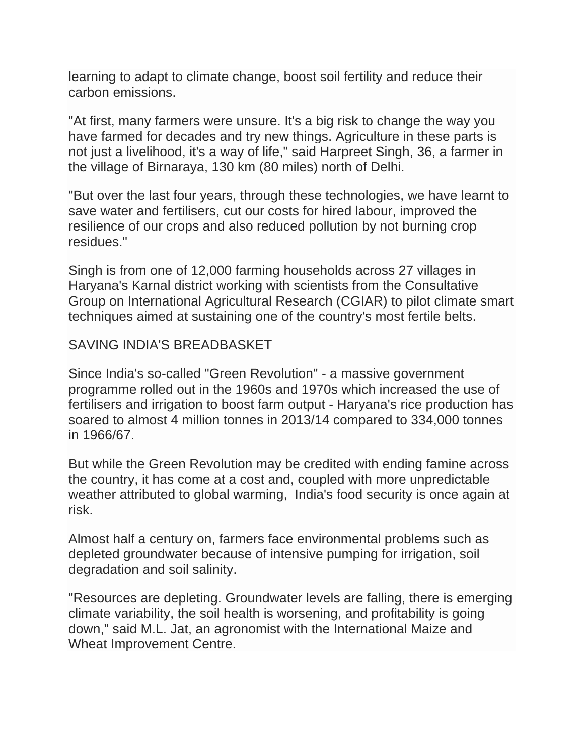learning to adapt to climate change, boost soil fertility and reduce their carbon emissions.

"At first, many farmers were unsure. It's a big risk to change the way you have farmed for decades and try new things. Agriculture in these parts is not just a livelihood, it's a way of life," said Harpreet Singh, 36, a farmer in the village of Birnaraya, 130 km (80 miles) north of Delhi.

"But over the last four years, through these technologies, we have learnt to save water and fertilisers, cut our costs for hired labour, improved the resilience of our crops and also reduced pollution by not burning crop residues."

Singh is from one of 12,000 farming households across 27 villages in Haryana's Karnal district working with scientists from the Consultative Group on International Agricultural Research (CGIAR) to pilot climate smart techniques aimed at sustaining one of the country's most fertile belts.

SAVING INDIA'S BREADBASKET

Since India's so-called "Green Revolution" - a massive government programme rolled out in the 1960s and 1970s which increased the use of fertilisers and irrigation to boost farm output - Haryana's rice production has soared to almost 4 million tonnes in 2013/14 compared to 334,000 tonnes in 1966/67.

But while the Green Revolution may be credited with ending famine across the country, it has come at a cost and, coupled with more unpredictable weather attributed to global warming, India's food security is once again at risk.

Almost half a century on, farmers face environmental problems such as depleted groundwater because of intensive pumping for irrigation, soil degradation and soil salinity.

"Resources are depleting. Groundwater levels are falling, there is emerging climate variability, the soil health is worsening, and profitability is going down," said M.L. Jat, an agronomist with the International Maize and Wheat Improvement Centre.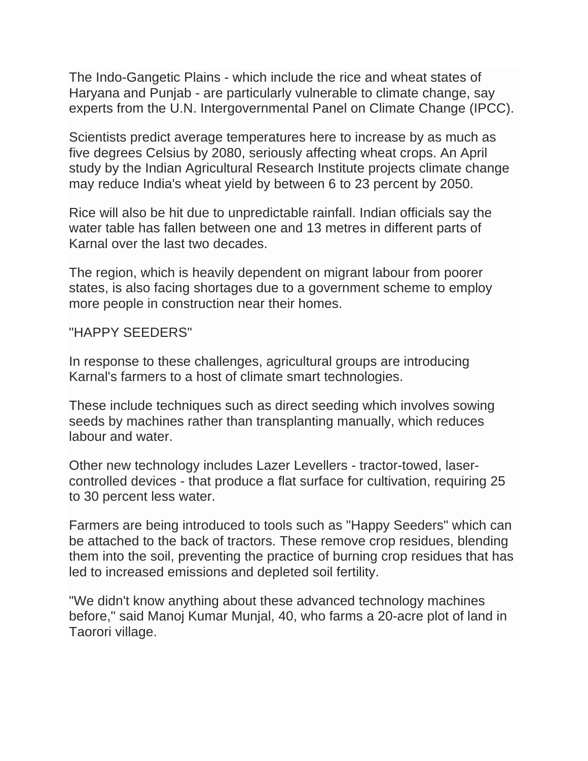The Indo-Gangetic Plains - which include the rice and wheat states of Haryana and Punjab - are particularly vulnerable to climate change, say experts from the U.N. Intergovernmental Panel on Climate Change (IPCC).

Scientists predict average temperatures here to increase by as much as five degrees Celsius by 2080, seriously affecting wheat crops. An April study by the Indian Agricultural Research Institute projects climate change may reduce India's wheat yield by between 6 to 23 percent by 2050.

Rice will also be hit due to unpredictable rainfall. Indian officials say the water table has fallen between one and 13 metres in different parts of Karnal over the last two decades.

The region, which is heavily dependent on migrant labour from poorer states, is also facing shortages due to a government scheme to employ more people in construction near their homes.

"HAPPY SEEDERS"

In response to these challenges, agricultural groups are introducing Karnal's farmers to a host of climate smart technologies.

These include techniques such as direct seeding which involves sowing seeds by machines rather than transplanting manually, which reduces labour and water.

Other new technology includes Lazer Levellers - tractor-towed, laser-controlled devices - that produce a flat surface for cultivation, requiring 25 to 30 percent less water.

Farmers are being introduced to tools such as "Happy Seeders" which can be attached to the back of tractors. These remove crop residues, blending them into the soil, preventing the practice of burning crop residues that has led to increased emissions and depleted soil fertility.

"We didn't know anything about these advanced technology machines before," said Manoj Kumar Munjal, 40, who farms a 20-acre plot of land in Taorori village.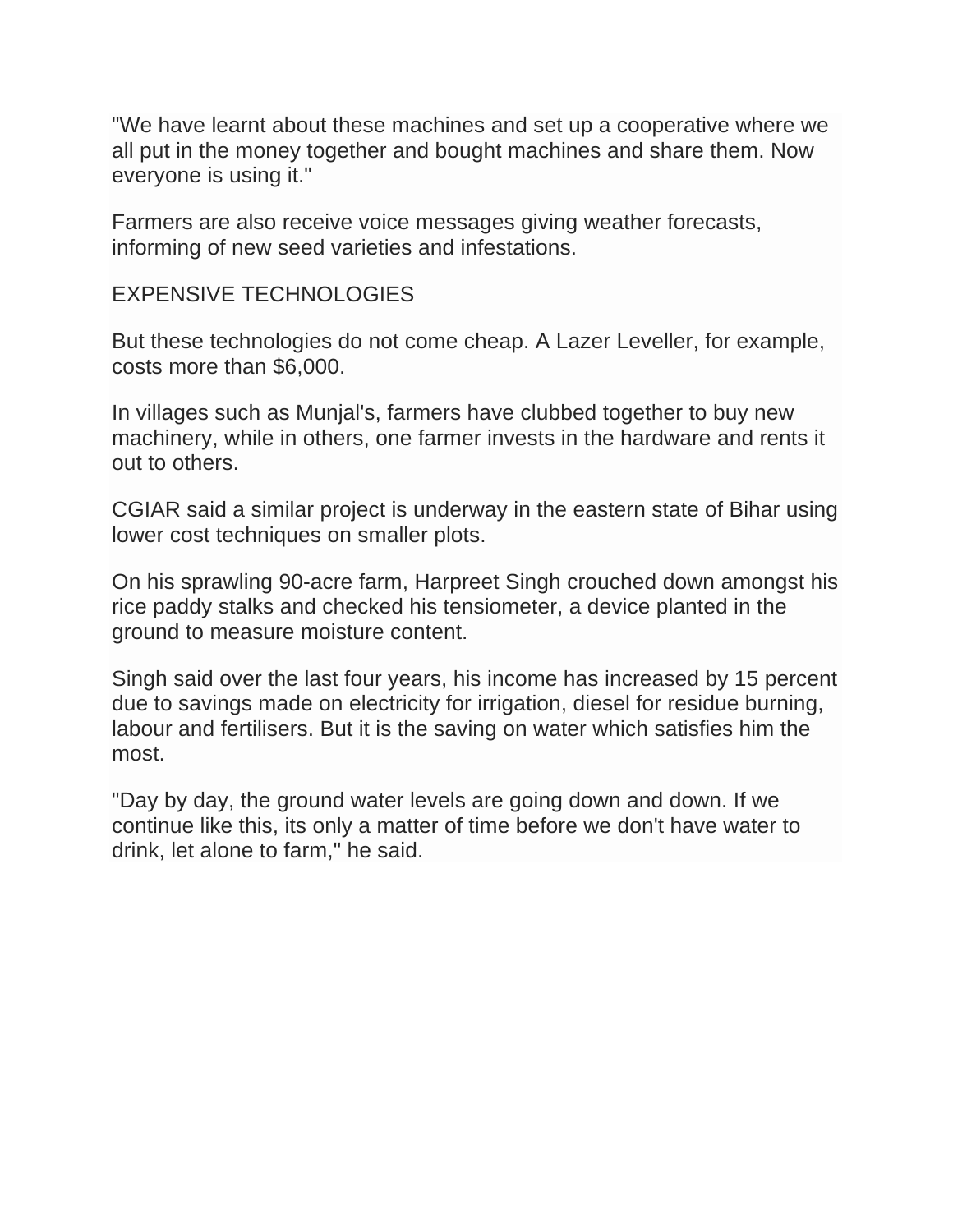"We have learnt about these machines and set up a cooperative where we all put in the money together and bought machines and share them. Now everyone is using it."

Farmers are also receive voice messages giving weather forecasts, informing of new seed varieties and infestations.

EXPENSIVE TECHNOLOGIES

But these technologies do not come cheap. A Lazer Leveller, for example, costs more than $6,000.

In villages such as Munjal's, farmers have clubbed together to buy new machinery, while in others, one farmer invests in the hardware and rents it out to others.

CGIAR said a similar project is underway in the eastern state of Bihar using lower cost techniques on smaller plots.

On his sprawling 90-acre farm, Harpreet Singh crouched down amongst his rice paddy stalks and checked his tensiometer, a device planted in the ground to measure moisture content.

Singh said over the last four years, his income has increased by 15 percent due to savings made on electricity for irrigation, diesel for residue burning, labour and fertilisers. But it is the saving on water which satisfies him the most.

"Day by day, the ground water levels are going down and down. If we continue like this, its only a matter of time before we don't have water to drink, let alone to farm," he said.